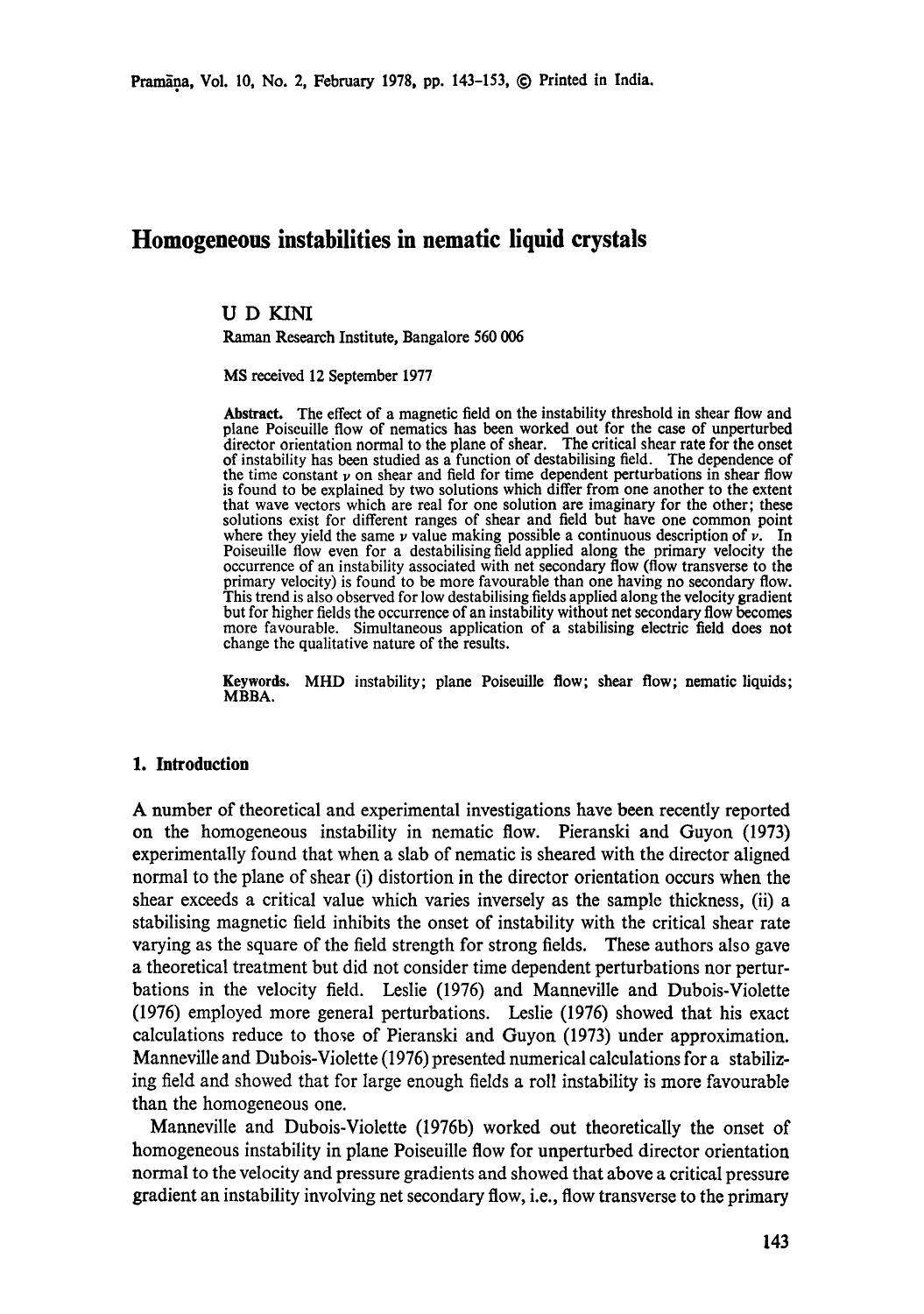# Homogeneous instabilities in nematic liquid crystals

U D KINI

Raman Research Institute, Bangalore 560 006

MS received 12 September 1977

**Abstract.** The effect of a magnetic field on the instability threshold in shear flow and plane Poiseuille flow of nematics has been worked out for the case of unperturbed director orientation normal to the plane of shear. The critical shear rate for the onset of instability has been studied as a function of destabilising field. The dependence of the time constant $\nu$ on shear and field for time dependent perturbations in shear flow is found to be explained by two solutions which differ from one another to the extent that wave vectors which are real for one solution are imaginary for the other; these solutions exist for different ranges of shear and field but have one common point where they yield the same $\nu$ value making possible a continuous description of $\nu$. In Poiseuille flow even for a destabilising field applied along the primary velocity the occurrence of an instability associated with net secondary flow (flow transverse to the primary velocity) is found to be more favourable than one having no secondary flow. This trend is also observed for low destabilising fields applied along the velocity gradient but for higher fields the occurrence of an instability without net secondary flow becomes more favourable. Simultaneous application of a stabilising electric field does not change the qualitative nature of the results.

**Keywords.** MHD instability; plane Poiseuille flow; shear flow; nematic liquids; MBBA.

## 1. Introduction

A number of theoretical and experimental investigations have been recently reported on the homogeneous instability in nematic flow. Pieranski and Guyon (1973) experimentally found that when a slab of nematic is sheared with the director aligned normal to the plane of shear (i) distortion in the director orientation occurs when the shear exceeds a critical value which varies inversely as the sample thickness, (ii) a stabilising magnetic field inhibits the onset of instability with the critical shear rate varying as the square of the field strength for strong fields. These authors also gave a theoretical treatment but did not consider time dependent perturbations nor perturbations in the velocity field. Leslie (1976) and Manneville and Dubois-Violette (1976) employed more general perturbations. Leslie (1976) showed that his exact calculations reduce to those of Pieranski and Guyon (1973) under approximation. Manneville and Dubois-Violette (1976) presented numerical calculations for a stabilizing field and showed that for large enough fields a roll instability is more favourable than the homogeneous one.

Manneville and Dubois-Violette (1976b) worked out theoretically the onset of homogeneous instability in plane Poiseuille flow for unperturbed director orientation normal to the velocity and pressure gradients and showed that above a critical pressure gradient an instability involving net secondary flow, i.e., flow transverse to the primary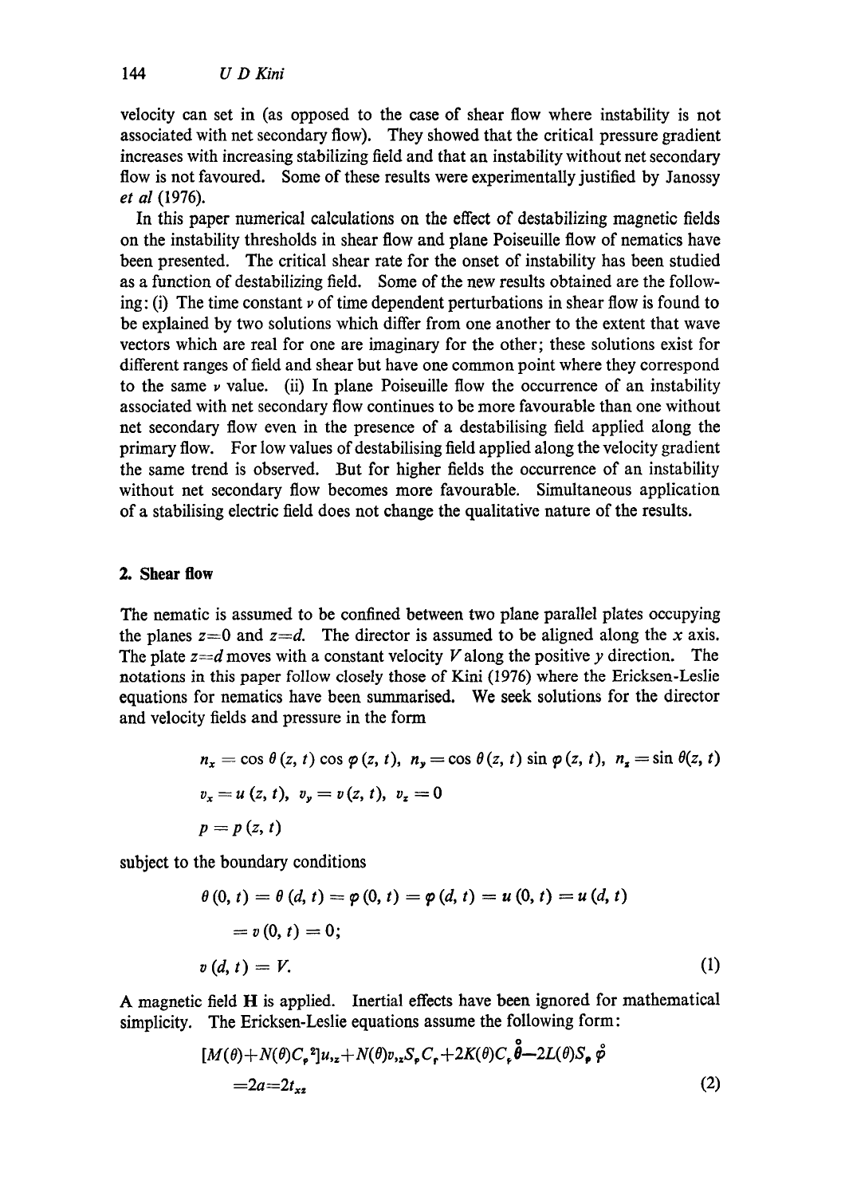velocity can set in (as opposed to the case of shear flow where instability is not associated with net secondary flow). They showed that the critical pressure gradient increases with increasing stabilizing field and that an instability without net secondary flow is not favoured. Some of these results were experimentally justified by Janossy *et al* (1976).

In this paper numerical calculations on the effect of destabilizing magnetic fields on the instability thresholds in shear flow and plane Poiseuille flow of nematics have been presented. The critical shear rate for the onset of instability has been studied as a function of destabilizing field. Some of the new results obtained are the following: (i) The time constant $\nu$ of time dependent perturbations in shear flow is found to be explained by two solutions which differ from one another to the extent that wave vectors which are real for one are imaginary for the other; these solutions exist for different ranges of field and shear but have one common point where they correspond to the same $\nu$ value. (ii) In plane Poiseuille flow the occurrence of an instability associated with net secondary flow continues to be more favourable than one without net secondary flow even in the presence of a destabilising field applied along the primary flow. For low values of destabilising field applied along the velocity gradient the same trend is observed. But for higher fields the occurrence of an instability without net secondary flow becomes more favourable. Simultaneous application of a stabilising electric field does not change the qualitative nature of the results.

## 2. Shear flow

The nematic is assumed to be confined between two plane parallel plates occupying the planes $z=0$ and $z=d$. The director is assumed to be aligned along the $x$ axis. The plate $z=d$ moves with a constant velocity $V$ along the positive $y$ direction. The notations in this paper follow closely those of Kini (1976) where the Ericksen-Leslie equations for nematics have been summarised. We seek solutions for the director and velocity fields and pressure in the form

$$n_x = \cos\theta(z,t)\cos\varphi(z,t),\; n_y = \cos\theta(z,t)\sin\varphi(z,t),\; n_z = \sin\theta(z,t)$$

$$v_x = u(z,t),\; v_y = v(z,t),\; v_z = 0$$

$$p = p(z,t)$$

subject to the boundary conditions

$$\theta(0,t) = \theta(d,t) = \varphi(0,t) = \varphi(d,t) = u(0,t) = u(d,t)$$
$$= v(0,t) = 0;$$
$$v(d,t) = V. \tag{1}$$

A magnetic field $\mathbf{H}$ is applied. Inertial effects have been ignored for mathematical simplicity. The Ericksen-Leslie equations assume the following form:

$$[M(\theta)+N(\theta)C_\varphi^2]u_{,z}+N(\theta)v_{,z}S_\varphi C_\varphi+2K(\theta)C_\varphi\mathring{\theta}-2L(\theta)S_\varphi\mathring{\varphi}$$
$$=2a=2t_{xz} \tag{2}$$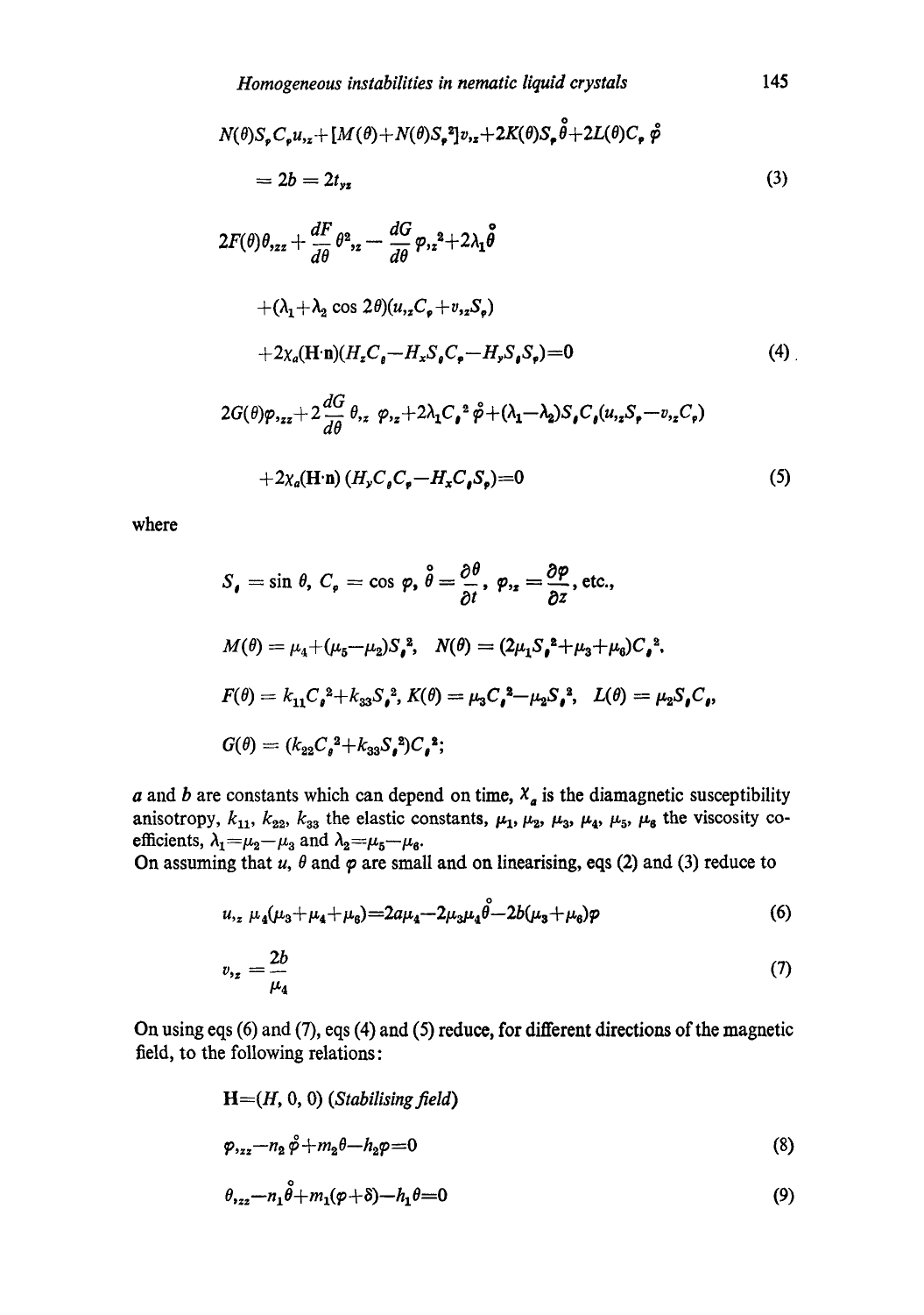$$N(\theta)S_\varphi C_\varphi u_{,z}+[M(\theta)+N(\theta)S_\varphi^2]v_{,z}+2K(\theta)S_\varphi \overset{\circ}{\theta}+2L(\theta)C_\varphi \overset{\circ}{\varphi}$$

$$= 2b = 2t_{yz} \tag{3}$$

$$2F(\theta)\theta_{,zz}+\frac{dF}{d\theta}\theta^2_{,z}-\frac{dG}{d\theta}\varphi_{,z}^2+2\lambda_1\overset{\circ}{\theta}$$

$$+(\lambda_1+\lambda_2\cos 2\theta)(u_{,z}C_\varphi+v_{,z}S_\varphi)$$

$$+2\chi_a(\mathbf{H}\cdot\mathbf{n})(H_zC_\theta-H_xS_\theta C_\varphi-H_yS_\theta S_\varphi)=0 \tag{4}$$

$$2G(\theta)\varphi_{,zz}+2\frac{dG}{d\theta}\theta_{,z}\ \varphi_{,z}+2\lambda_1C_\theta{}^2\overset{\circ}{\varphi}+(\lambda_1-\lambda_2)S_\theta C_\theta(u_{,z}S_\varphi-v_{,z}C_\varphi)$$

$$+2\chi_a(\mathbf{H}\cdot\mathbf{n})\,(H_yC_\theta C_\varphi-H_xC_\theta S_\varphi)=0 \tag{5}$$

where

$$S_\theta=\sin\theta,\ C_\varphi=\cos\varphi,\ \overset{\circ}{\theta}=\frac{\partial\theta}{\partial t},\ \varphi_{,z}=\frac{\partial\varphi}{\partial z},\ \text{etc.},$$

$$M(\theta)=\mu_4+(\mu_5-\mu_2)S_\theta{}^2,\quad N(\theta)=(2\mu_1S_\theta{}^2+\mu_3+\mu_6)C_\theta{}^2,$$

$$F(\theta)=k_{11}C_\theta{}^2+k_{33}S_\theta{}^2,\ K(\theta)=\mu_3C_\theta^2-\mu_2S_\theta{}^2,\quad L(\theta)=\mu_2S_\theta C_\theta,$$

$$G(\theta)=(k_{22}C_\theta{}^2+k_{33}S_\theta{}^2)C_\theta{}^2;$$

$a$ and $b$ are constants which can depend on time, $\chi_a$ is the diamagnetic susceptibility anisotropy, $k_{11}$, $k_{22}$, $k_{33}$ the elastic constants, $\mu_1$, $\mu_2$, $\mu_3$, $\mu_4$, $\mu_5$, $\mu_6$ the viscosity coefficients, $\lambda_1=\mu_2-\mu_3$ and $\lambda_2=\mu_5-\mu_6$.

On assuming that $u$, $\theta$ and $\varphi$ are small and on linearising, eqs (2) and (3) reduce to

$$u_{,z}\ \mu_4(\mu_3+\mu_4+\mu_6)=2a\mu_4-2\mu_3\mu_4\overset{\circ}{\theta}-2b(\mu_3+\mu_6)\varphi \tag{6}$$

$$v_{,z}=\frac{2b}{\mu_4} \tag{7}$$

On using eqs (6) and (7), eqs (4) and (5) reduce, for different directions of the magnetic field, to the following relations:

$\mathbf{H}=(H,0,0)$ *(Stabilising field)*

$$\varphi_{,zz}-n_2\overset{\circ}{\varphi}+m_2\theta-h_2\varphi=0 \tag{8}$$

$$\theta_{,zz}-n_1\overset{\circ}{\theta}+m_1(\varphi+\delta)-h_1\theta=0 \tag{9}$$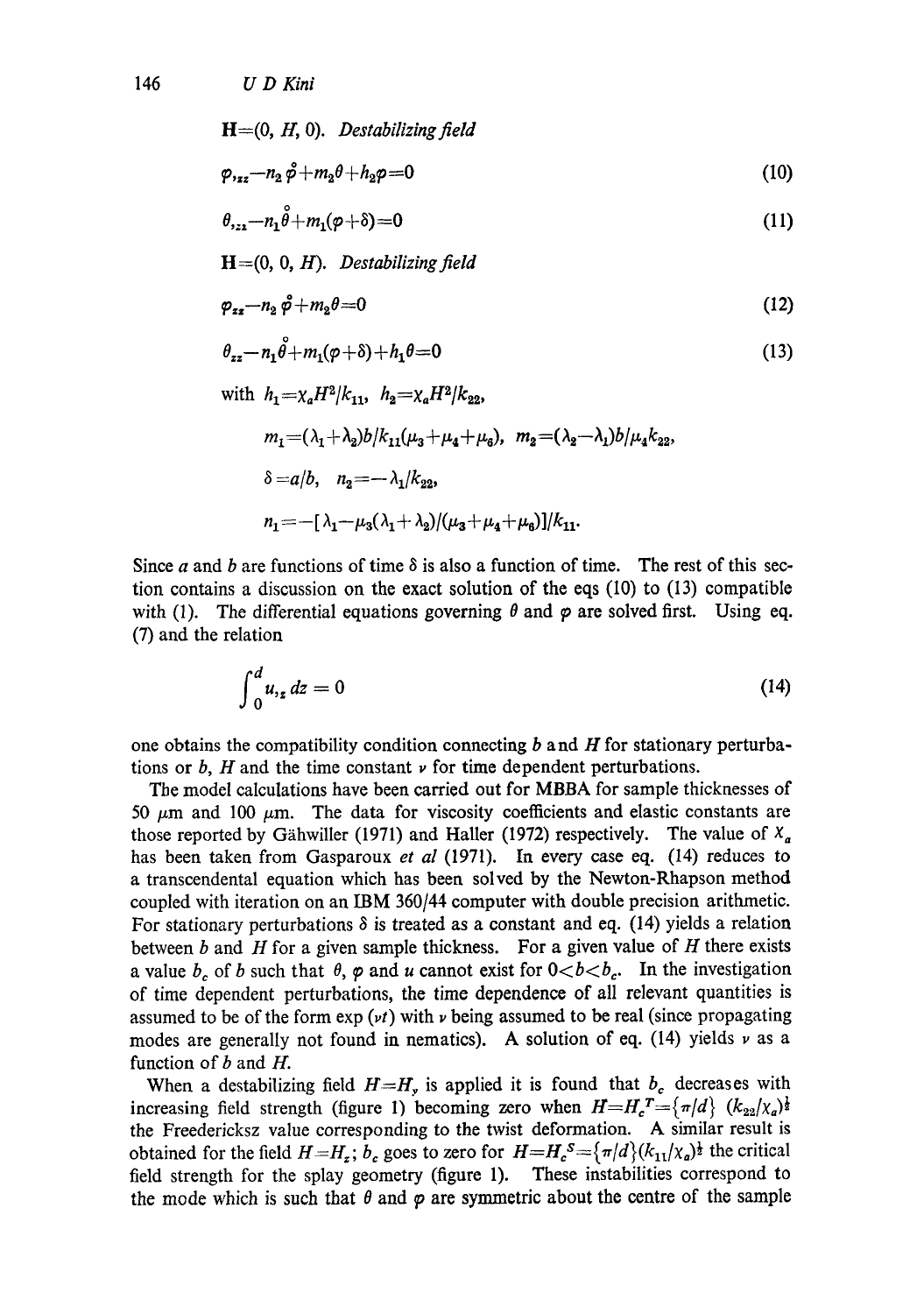$\mathbf{H}=(0, H, 0)$. *Destabilizing field*

$$\varphi_{,zz}-n_2\overset{\circ}{\varphi}+m_2\theta+h_2\varphi=0 \tag{10}$$

$$\theta_{,zz}-n_1\overset{\circ}{\theta}+m_1(\varphi+\delta)=0 \tag{11}$$

$\mathbf{H}=(0, 0, H)$. *Destabilizing field*

$$\varphi_{zz}-n_2\overset{\circ}{\varphi}+m_2\theta=0 \tag{12}$$

$$\theta_{zz}-n_1\overset{\circ}{\theta}+m_1(\varphi+\delta)+h_1\theta=0 \tag{13}$$

with $h_1=\chi_a H^2/k_{11}$, $h_2=\chi_a H^2/k_{22}$,

$$m_1=(\lambda_1+\lambda_2)b/k_{11}(\mu_3+\mu_4+\mu_6),\quad m_2=(\lambda_2-\lambda_1)b/\mu_4 k_{22},$$

$$\delta=a/b,\quad n_2=-\lambda_1/k_{22},$$

$$n_1=-[\lambda_1-\mu_3(\lambda_1+\lambda_2)/(\mu_3+\mu_4+\mu_6)]/k_{11}.$$

Since $a$ and $b$ are functions of time $\delta$ is also a function of time. The rest of this section contains a discussion on the exact solution of the eqs (10) to (13) compatible with (1). The differential equations governing $\theta$ and $\varphi$ are solved first. Using eq. (7) and the relation

$$\int_0^d u_{,z}\, dz = 0 \tag{14}$$

one obtains the compatibility condition connecting $b$ and $H$ for stationary perturbations or $b$, $H$ and the time constant $\nu$ for time dependent perturbations.

The model calculations have been carried out for MBBA for sample thicknesses of 50 $\mu$m and 100 $\mu$m. The data for viscosity coefficients and elastic constants are those reported by Gähwiller (1971) and Haller (1972) respectively. The value of $\chi_a$ has been taken from Gasparoux *et al* (1971). In every case eq. (14) reduces to a transcendental equation which has been solved by the Newton-Rhapson method coupled with iteration on an IBM 360/44 computer with double precision arithmetic. For stationary perturbations $\delta$ is treated as a constant and eq. (14) yields a relation between $b$ and $H$ for a given sample thickness. For a given value of $H$ there exists a value $b_c$ of $b$ such that $\theta$, $\varphi$ and $u$ cannot exist for $0<b<b_c$. In the investigation of time dependent perturbations, the time dependence of all relevant quantities is assumed to be of the form $\exp(\nu t)$ with $\nu$ being assumed to be real (since propagating modes are generally not found in nematics). A solution of eq. (14) yields $\nu$ as a function of $b$ and $H$.

When a destabilizing field $H=H_y$ is applied it is found that $b_c$ decreases with increasing field strength (figure 1) becoming zero when $H=H_c^T=\{\pi/d\}\,(k_{22}/\chi_a)^{\frac{1}{2}}$ the Freedericksz value corresponding to the twist deformation. A similar result is obtained for the field $H=H_z$; $b_c$ goes to zero for $H=H_c^S=\{\pi/d\}(k_{11}/\chi_a)^{\frac{1}{2}}$ the critical field strength for the splay geometry (figure 1). These instabilities correspond to the mode which is such that $\theta$ and $\varphi$ are symmetric about the centre of the sample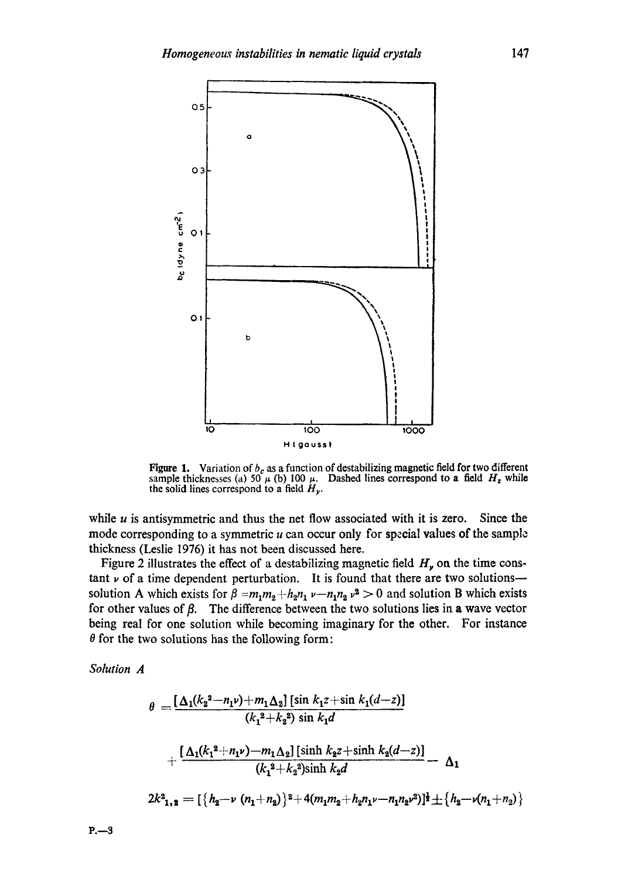**Figure 1.** Variation of $b_c$ as a function of destabilizing magnetic field for two different sample thicknesses (a) 50 $\mu$ (b) 100 $\mu$. Dashed lines correspond to a field $H_z$ while the solid lines correspond to a field $H_y$.

while $u$ is antisymmetric and thus the net flow associated with it is zero. Since the mode corresponding to a symmetric $u$ can occur only for special values of the sample thickness (Leslie 1976) it has not been discussed here.

Figure 2 illustrates the effect of a destabilizing magnetic field $H_y$ on the time constant $\nu$ of a time dependent perturbation. It is found that there are two solutions—solution A which exists for $\beta = m_1 m_2 + h_2 n_1 \nu - n_1 n_2 \nu^2 > 0$ and solution B which exists for other values of $\beta$. The difference between the two solutions lies in a wave vector being real for one solution while becoming imaginary for the other. For instance $\theta$ for the two solutions has the following form:

*Solution A*

$$\theta = \frac{[\Delta_1(k_2^2 - n_1\nu) + m_1\Delta_2]\,[\sin k_1 z + \sin k_1(d-z)]}{(k_1^2 + k_2^2)\sin k_1 d} + \frac{[\Delta_1(k_1^2 + n_1\nu) - m_1\Delta_2]\,[\sinh k_2 z + \sinh k_2(d-z)]}{(k_1^2 + k_2^2)\sinh k_2 d} - \Delta_1$$

$$2k^2_{1,2} = [\{h_2 - \nu\,(n_1 + n_2)\}^2 + 4(m_1 m_2 + h_2 n_1 \nu - n_1 n_2 \nu^2)]^{\frac{1}{2}} \pm \{h_2 - \nu(n_1 + n_2)\}$$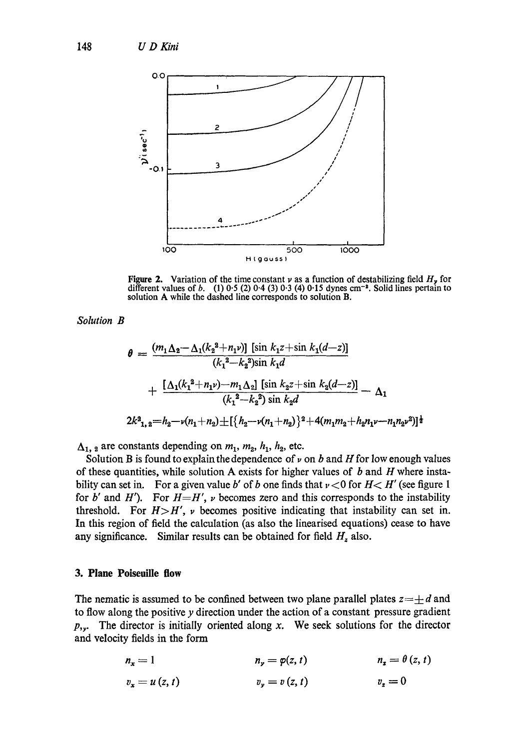**Figure 2.** Variation of the time constant $\nu$ as a function of destabilizing field $H_y$ for different values of $b$. (1) 0·5 (2) 0·4 (3) 0·3 (4) 0·15 dynes cm$^{-2}$. Solid lines pertain to solution A while the dashed line corresponds to solution B.

*Solution B*

$$\theta = \frac{(m_1\Delta_2 - \Delta_1(k_2^2 + n_1\nu))\,[\sin k_1 z + \sin k_1(d-z)]}{(k_1^2 - k_2^2)\sin k_1 d}$$

$$+ \frac{[\Delta_1(k_1^2 + n_1\nu) - m_1\Delta_2]\,[\sin k_2 z + \sin k_2(d-z)]}{(k_1^2 - k_2^2)\sin k_2 d} - \Delta_1$$

$$2k^2_{1,2} = h_2 - \nu(n_1 + n_2) \pm [\{h_2 - \nu(n_1 + n_2)\}^2 + 4(m_1 m_2 + h_2 n_1 \nu - n_1 n_2 \nu^2)]^{\frac{1}{2}}$$

$\Delta_{1,2}$ are constants depending on $m_1$, $m_2$, $h_1$, $h_2$, etc.

Solution B is found to explain the dependence of $\nu$ on $b$ and $H$ for low enough values of these quantities, while solution A exists for higher values of $b$ and $H$ where instability can set in. For a given value $b'$ of $b$ one finds that $\nu < 0$ for $H < H'$ (see figure 1 for $b'$ and $H'$). For $H = H'$, $\nu$ becomes zero and this corresponds to the instability threshold. For $H > H'$, $\nu$ becomes positive indicating that instability can set in. In this region of field the calculation (as also the linearised equations) cease to have any significance. Similar results can be obtained for field $H_z$ also.

## 3. Plane Poiseuille flow

The nematic is assumed to be confined between two plane parallel plates $z = \pm d$ and to flow along the positive $y$ direction under the action of a constant pressure gradient $p_{,y}$. The director is initially oriented along $x$. We seek solutions for the director and velocity fields in the form

$$n_x = 1 \qquad n_y = \varphi(z, t) \qquad n_z = \theta(z, t)$$

$$v_x = u(z, t) \qquad v_y = v(z, t) \qquad v_z = 0$$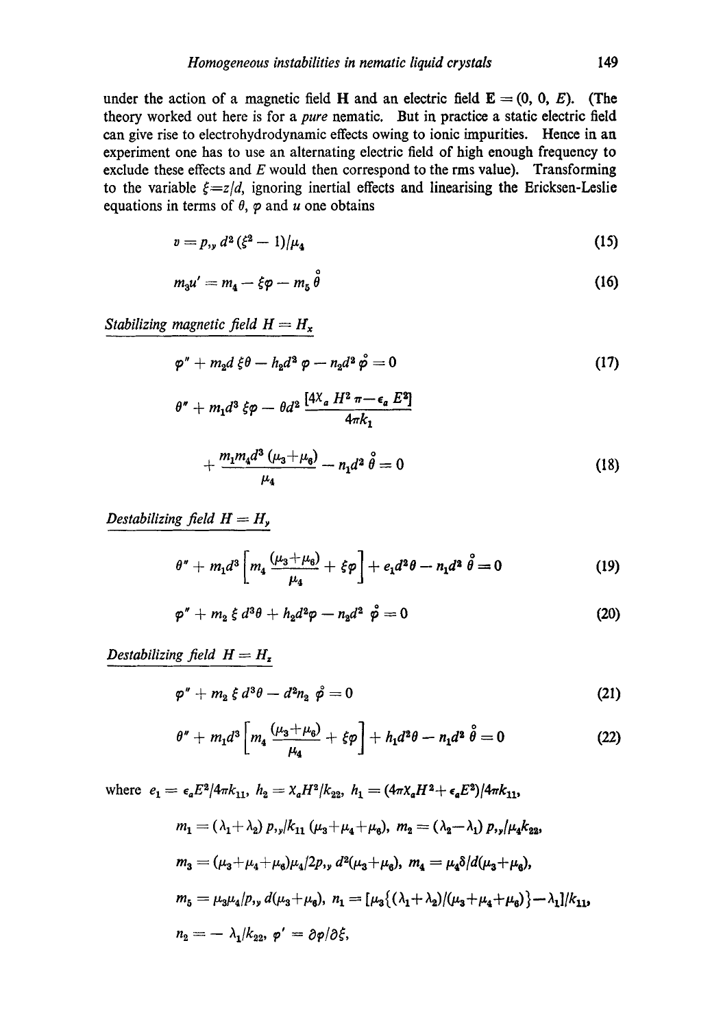under the action of a magnetic field **H** and an electric field $\mathbf{E} = (0, 0, E)$. (The theory worked out here is for a *pure* nematic. But in practice a static electric field can give rise to electrohydrodynamic effects owing to ionic impurities. Hence in an experiment one has to use an alternating electric field of high enough frequency to exclude these effects and $E$ would then correspond to the rms value). Transforming to the variable $\xi = z/d$, ignoring inertial effects and linearising the Ericksen-Leslie equations in terms of $\theta$, $\varphi$ and $u$ one obtains

$$v = p_{,y}\, d^2 (\xi^2 - 1)/\mu_4 \tag{15}$$

$$m_3 u' = m_4 - \xi\varphi - m_5 \mathring{\theta} \tag{16}$$

*Stabilizing magnetic field* $H = H_x$

$$\varphi'' + m_2 d\, \xi\theta - h_2 d^2 \varphi - n_2 d^2 \mathring{\varphi} = 0 \tag{17}$$

$$\theta'' + m_1 d^3\, \xi\varphi - \theta d^2 \frac{[4\chi_a H^2 \pi - \epsilon_a E^2]}{4\pi k_1} + \frac{m_1 m_4 d^3 (\mu_3 + \mu_6)}{\mu_4} - n_1 d^2 \mathring{\theta} = 0 \tag{18}$$

*Destabilizing field* $H = H_y$

$$\theta'' + m_1 d^3 \left[ m_4 \frac{(\mu_3 + \mu_6)}{\mu_4} + \xi\varphi \right] + e_1 d^2 \theta - n_1 d^2 \mathring{\theta} = 0 \tag{19}$$

$$\varphi'' + m_2\, \xi\, d^3 \theta + h_2 d^2 \varphi - n_2 d^2\, \mathring{\varphi} = 0 \tag{20}$$

*Destabilizing field* $H = H_z$

$$\varphi'' + m_2\, \xi\, d^3 \theta - d^2 n_2\, \mathring{\varphi} = 0 \tag{21}$$

$$\theta'' + m_1 d^3 \left[ m_4 \frac{(\mu_3 + \mu_6)}{\mu_4} + \xi\varphi \right] + h_1 d^2 \theta - n_1 d^2 \mathring{\theta} = 0 \tag{22}$$

where $e_1 = \epsilon_a E^2 / 4\pi k_{11}$, $h_2 = \chi_a H^2 / k_{22}$, $h_1 = (4\pi\chi_a H^2 + \epsilon_a E^2)/4\pi k_{11}$,

$m_1 = (\lambda_1 + \lambda_2)\, p_{,y} / k_{11} (\mu_3 + \mu_4 + \mu_6)$, $m_2 = (\lambda_2 - \lambda_1)\, p_{,y} / \mu_4 k_{22}$,

$m_3 = (\mu_3 + \mu_4 + \mu_6)\mu_4 / 2 p_{,y}\, d^2 (\mu_3 + \mu_6)$, $m_4 = \mu_4 \delta / d(\mu_3 + \mu_6)$,

$m_5 = \mu_3 \mu_4 / p_{,y}\, d(\mu_3 + \mu_6)$, $n_1 = [\mu_3 \{(\lambda_1 + \lambda_2)/(\mu_3 + \mu_4 + \mu_6)\} - \lambda_1] / k_{11}$,

$n_2 = -\lambda_1 / k_{22}$, $\varphi' = \partial\varphi / \partial\xi$,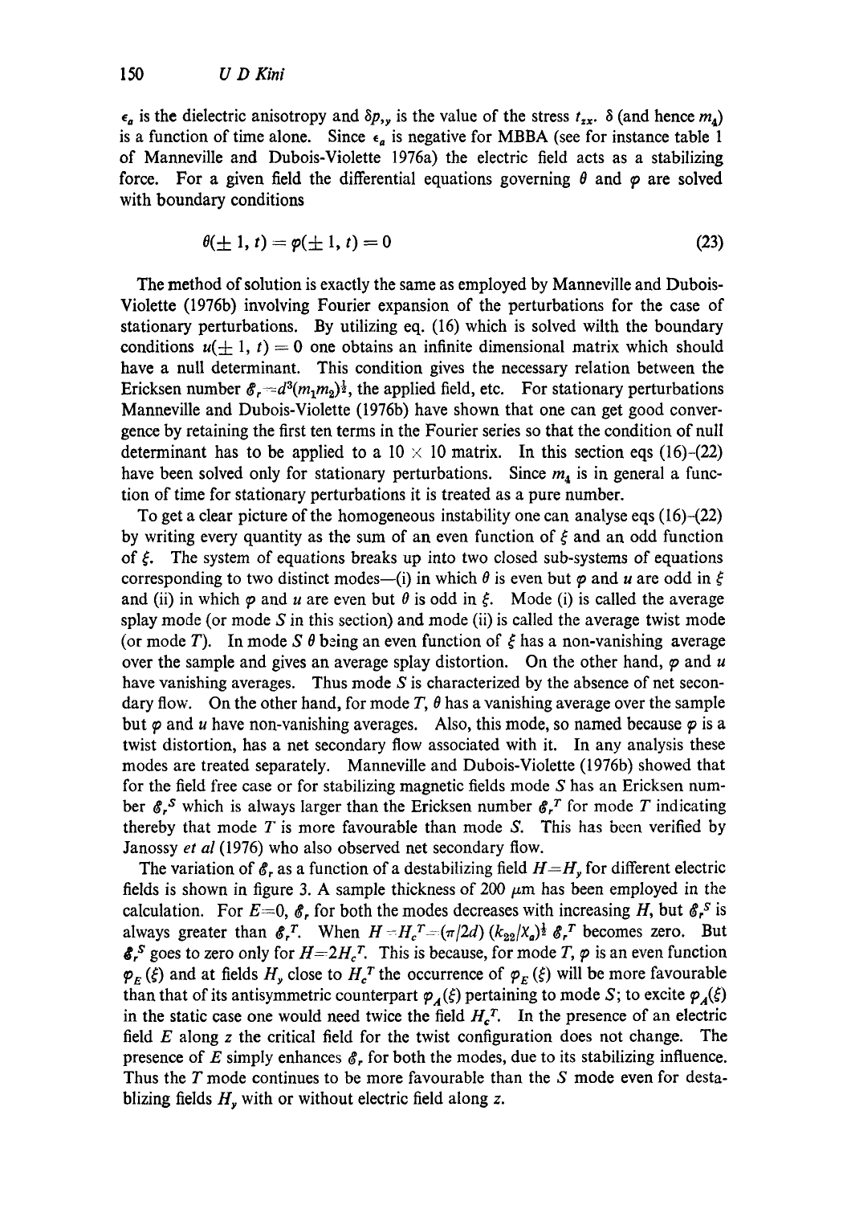$\epsilon_a$ is the dielectric anisotropy and $\delta p_{,y}$ is the value of the stress $t_{zx}$. $\delta$ (and hence $m_4$) is a function of time alone. Since $\epsilon_a$ is negative for MBBA (see for instance table 1 of Manneville and Dubois-Violette 1976a) the electric field acts as a stabilizing force. For a given field the differential equations governing $\theta$ and $\varphi$ are solved with boundary conditions

$$\theta(\pm 1, t) = \varphi(\pm 1, t) = 0 \tag{23}$$

The method of solution is exactly the same as employed by Manneville and Dubois-Violette (1976b) involving Fourier expansion of the perturbations for the case of stationary perturbations. By utilizing eq. (16) which is solved wilth the boundary conditions $u(\pm 1, t) = 0$ one obtains an infinite dimensional matrix which should have a null determinant. This condition gives the necessary relation between the Ericksen number $\mathscr{E}_r = d^3(m_1 m_2)^{\frac{1}{2}}$, the applied field, etc. For stationary perturbations Manneville and Dubois-Violette (1976b) have shown that one can get good convergence by retaining the first ten terms in the Fourier series so that the condition of null determinant has to be applied to a $10 \times 10$ matrix. In this section eqs (16)–(22) have been solved only for stationary perturbations. Since $m_4$ is in general a function of time for stationary perturbations it is treated as a pure number.

To get a clear picture of the homogeneous instability one can analyse eqs (16)–(22) by writing every quantity as the sum of an even function of $\xi$ and an odd function of $\xi$. The system of equations breaks up into two closed sub-systems of equations corresponding to two distinct modes—(i) in which $\theta$ is even but $\varphi$ and $u$ are odd in $\xi$ and (ii) in which $\varphi$ and $u$ are even but $\theta$ is odd in $\xi$. Mode (i) is called the average splay mode (or mode $S$ in this section) and mode (ii) is called the average twist mode (or mode $T$). In mode $S$ $\theta$ being an even function of $\xi$ has a non-vanishing average over the sample and gives an average splay distortion. On the other hand, $\varphi$ and $u$ have vanishing averages. Thus mode $S$ is characterized by the absence of net secondary flow. On the other hand, for mode $T$, $\theta$ has a vanishing average over the sample but $\varphi$ and $u$ have non-vanishing averages. Also, this mode, so named because $\varphi$ is a twist distortion, has a net secondary flow associated with it. In any analysis these modes are treated separately. Manneville and Dubois-Violette (1976b) showed that for the field free case or for stabilizing magnetic fields mode $S$ has an Ericksen number $\mathscr{E}_r^S$ which is always larger than the Ericksen number $\mathscr{E}_r^T$ for mode $T$ indicating thereby that mode $T$ is more favourable than mode $S$. This has been verified by Janossy *et al* (1976) who also observed net secondary flow.

The variation of $\mathscr{E}_r$ as a function of a destabilizing field $H = H_y$ for different electric fields is shown in figure 3. A sample thickness of 200 $\mu$m has been employed in the calculation. For $E = 0$, $\mathscr{E}_r$ for both the modes decreases with increasing $H$, but $\mathscr{E}_r^S$ is always greater than $\mathscr{E}_r^T$. When $H = H_c^T = (\pi/2d)\,(k_{22}/\chi_a)^{\frac{1}{2}}$ $\mathscr{E}_r^T$ becomes zero. But $\mathscr{E}_r^S$ goes to zero only for $H = 2H_c^T$. This is because, for mode $T$, $\varphi$ is an even function $\varphi_E(\xi)$ and at fields $H_y$ close to $H_c^T$ the occurrence of $\varphi_E(\xi)$ will be more favourable than that of its antisymmetric counterpart $\varphi_A(\xi)$ pertaining to mode $S$; to excite $\varphi_A(\xi)$ in the static case one would need twice the field $H_c^T$. In the presence of an electric field $E$ along $z$ the critical field for the twist configuration does not change. The presence of $E$ simply enhances $\mathscr{E}_r$ for both the modes, due to its stabilizing influence. Thus the $T$ mode continues to be more favourable than the $S$ mode even for destablizing fields $H_y$ with or without electric field along $z$.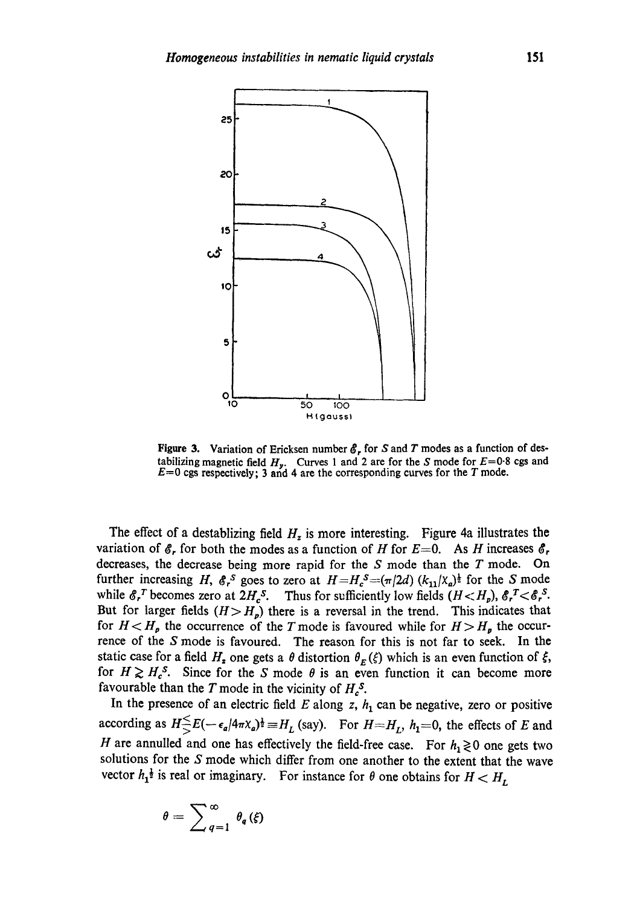Figure 3. Variation of Ericksen number $\mathscr{E}_r$ for $S$ and $T$ modes as a function of destabilizing magnetic field $H_y$. Curves 1 and 2 are for the $S$ mode for $E=0{\cdot}8$ cgs and $E=0$ cgs respectively; 3 and 4 are the corresponding curves for the $T$ mode.

The effect of a destablizing field $H_z$ is more interesting. Figure 4a illustrates the variation of $\mathscr{E}_r$ for both the modes as a function of $H$ for $E=0$. As $H$ increases $\mathscr{E}_r$ decreases, the decrease being more rapid for the $S$ mode than the $T$ mode. On further increasing $H$, $\mathscr{E}_r^S$ goes to zero at $H=H_c^S=(\pi/2d)\,(k_{11}/\chi_a)^{\frac{1}{2}}$ for the $S$ mode while $\mathscr{E}_r^T$ becomes zero at $2H_c^S$. Thus for sufficiently low fields ($H<H_p$), $\mathscr{E}_r^T<\mathscr{E}_r^S$. But for larger fields ($H>H_p$) there is a reversal in the trend. This indicates that for $H<H_p$ the occurrence of the $T$ mode is favoured while for $H>H_p$ the occurrence of the $S$ mode is favoured. The reason for this is not far to seek. In the static case for a field $H_z$ one gets a $\theta$ distortion $\theta_E(\xi)$ which is an even function of $\xi$, for $H \gtrsim H_c^S$. Since for the $S$ mode $\theta$ is an even function it can become more favourable than the $T$ mode in the vicinity of $H_c^S$.

In the presence of an electric field $E$ along $z$, $h_1$ can be negative, zero or positive according as $H \lesseqgtr E(-\epsilon_a/4\pi\chi_a)^{\frac{1}{2}} \equiv H_L$ (say). For $H=H_L$, $h_1=0$, the effects of $E$ and $H$ are annulled and one has effectively the field-free case. For $h_1 \gtrless 0$ one gets two solutions for the $S$ mode which differ from one another to the extent that the wave vector $h_1^{\frac{1}{2}}$ is real or imaginary. For instance for $\theta$ one obtains for $H < H_L$

$$\theta = \sum_{q=1}^{\infty} \theta_q(\xi)$$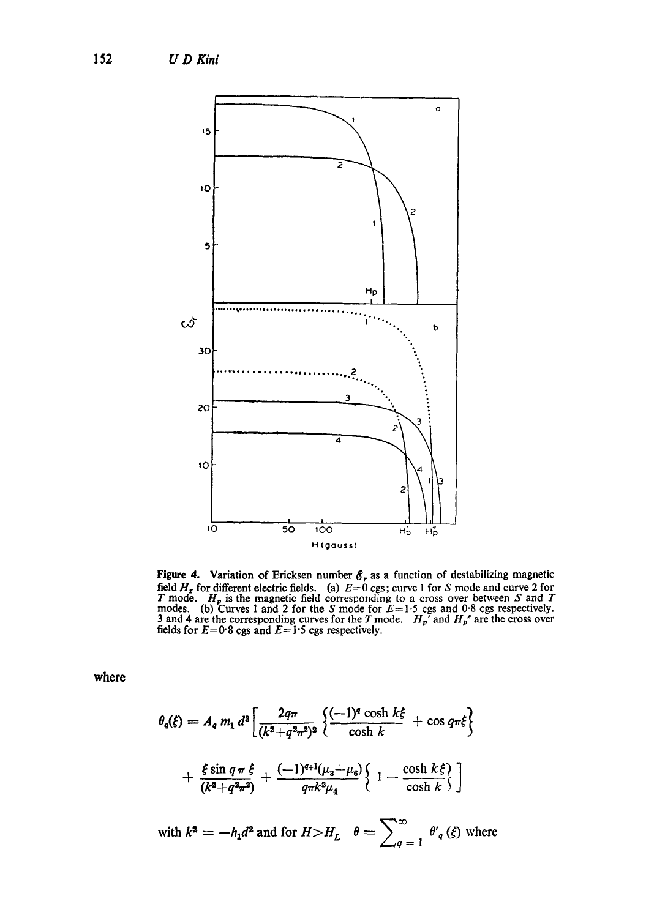**Figure 4.** Variation of Ericksen number $\mathscr{E}_r$ as a function of destabilizing magnetic field $H_z$ for different electric fields. (a) $E=0$ cgs; curve 1 for $S$ mode and curve 2 for $T$ mode. $H_p$ is the magnetic field corresponding to a cross over between $S$ and $T$ modes. (b) Curves 1 and 2 for the $S$ mode for $E=1{\cdot}5$ cgs and $0{\cdot}8$ cgs respectively. 3 and 4 are the corresponding curves for the $T$ mode. $H_p'$ and $H_p''$ are the cross over fields for $E=0{\cdot}8$ cgs and $E=1{\cdot}5$ cgs respectively.

where

$$\theta_q(\xi) = A_q\, m_1\, d^3 \left[ \frac{2q\pi}{(k^2+q^2\pi^2)^2} \left\{ \frac{(-1)^q \cosh k\xi}{\cosh k} + \cos q\pi\xi \right\} + \frac{\xi \sin q\pi\xi}{(k^2+q^2\pi^2)} + \frac{(-1)^{q+1}(\mu_3+\mu_6)}{q\pi k^2 \mu_4} \left\{ 1 - \frac{\cosh k\xi}{\cosh k} \right\} \right]$$

with $k^2 = -h_1 d^2$ and for $H > H_L$ $\theta = \sum_{q=1}^{\infty} \theta'_q(\xi)$ where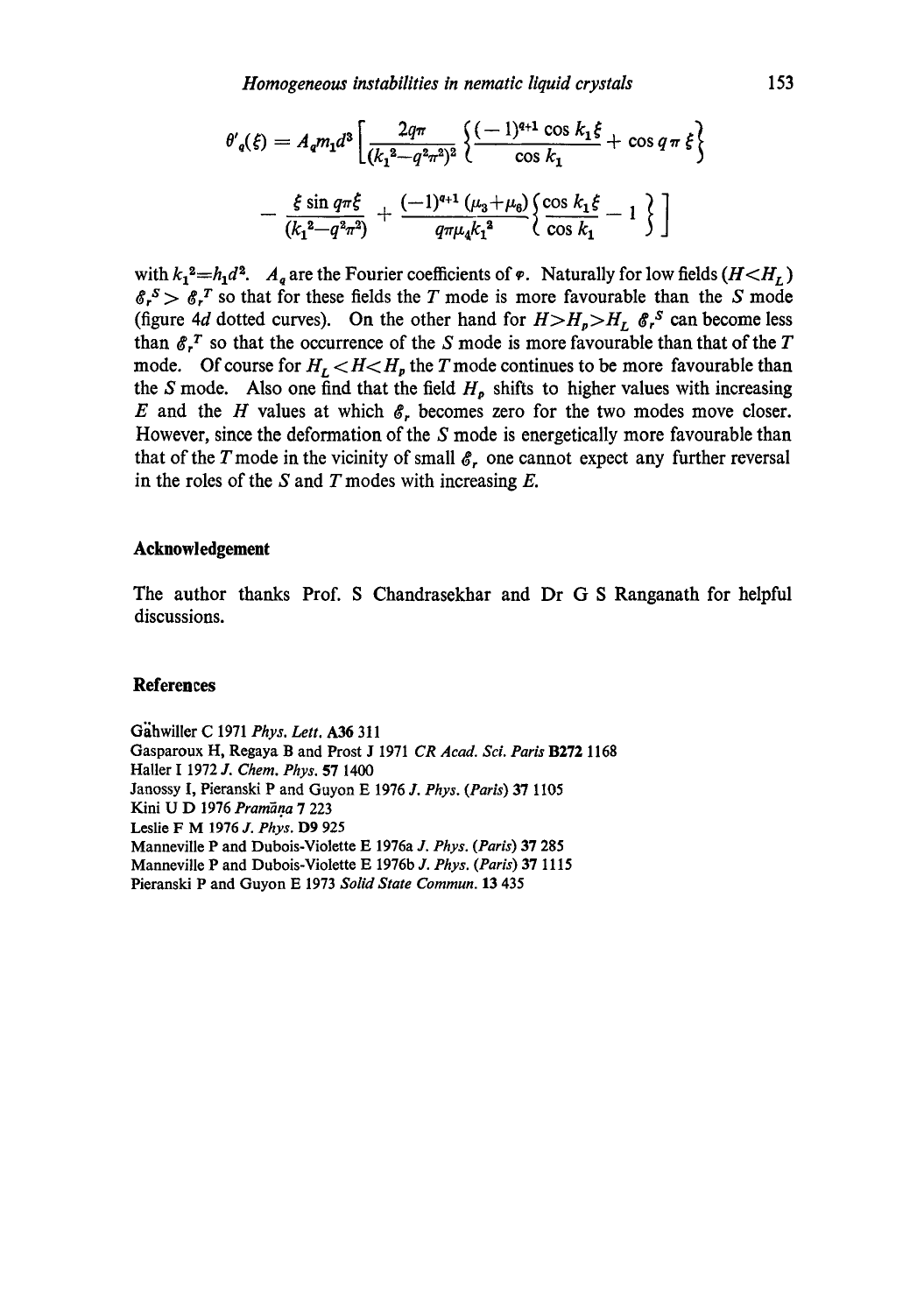$$\theta'_q(\xi) = A_q m_1 d^3 \left[ \frac{2q\pi}{(k_1^2 - q^2\pi^2)^2} \left\{ \frac{(-1)^{q+1} \cos k_1 \xi}{\cos k_1} + \cos q\pi\xi \right\} - \frac{\xi \sin q\pi\xi}{(k_1^2 - q^2\pi^2)} + \frac{(-1)^{q+1}(\mu_3 + \mu_6)}{q\pi\mu_4 k_1^2} \left\{ \frac{\cos k_1 \xi}{\cos k_1} - 1 \right\} \right]$$

with $k_1^2 = h_1 d^2$. $A_q$ are the Fourier coefficients of $\varphi$. Naturally for low fields ($H < H_L$) $\mathscr{E}_r^S > \mathscr{E}_r^T$ so that for these fields the $T$ mode is more favourable than the $S$ mode (figure 4$d$ dotted curves). On the other hand for $H > H_p > H_L$ $\mathscr{E}_r^S$ can become less than $\mathscr{E}_r^T$ so that the occurrence of the $S$ mode is more favourable than that of the $T$ mode. Of course for $H_L < H < H_p$ the $T$ mode continues to be more favourable than the $S$ mode. Also one find that the field $H_p$ shifts to higher values with increasing $E$ and the $H$ values at which $\mathscr{E}_r$ becomes zero for the two modes move closer. However, since the deformation of the $S$ mode is energetically more favourable than that of the $T$ mode in the vicinity of small $\mathscr{E}_r$ one cannot expect any further reversal in the roles of the $S$ and $T$ modes with increasing $E$.

## Acknowledgement

The author thanks Prof. S Chandrasekhar and Dr G S Ranganath for helpful discussions.

## References

Gähwiller C 1971 *Phys. Lett.* **A36** 311
Gasparoux H, Regaya B and Prost J 1971 *CR Acad. Sci. Paris* **B272** 1168
Haller I 1972 *J. Chem. Phys.* **57** 1400
Janossy I, Pieranski P and Guyon E 1976 *J. Phys. (Paris)* **37** 1105
Kini U D 1976 *Pramāṇa* **7** 223
Leslie F M 1976 *J. Phys.* **D9** 925
Manneville P and Dubois-Violette E 1976a *J. Phys. (Paris)* **37** 285
Manneville P and Dubois-Violette E 1976b *J. Phys. (Paris)* **37** 1115
Pieranski P and Guyon E 1973 *Solid State Commun.* **13** 435